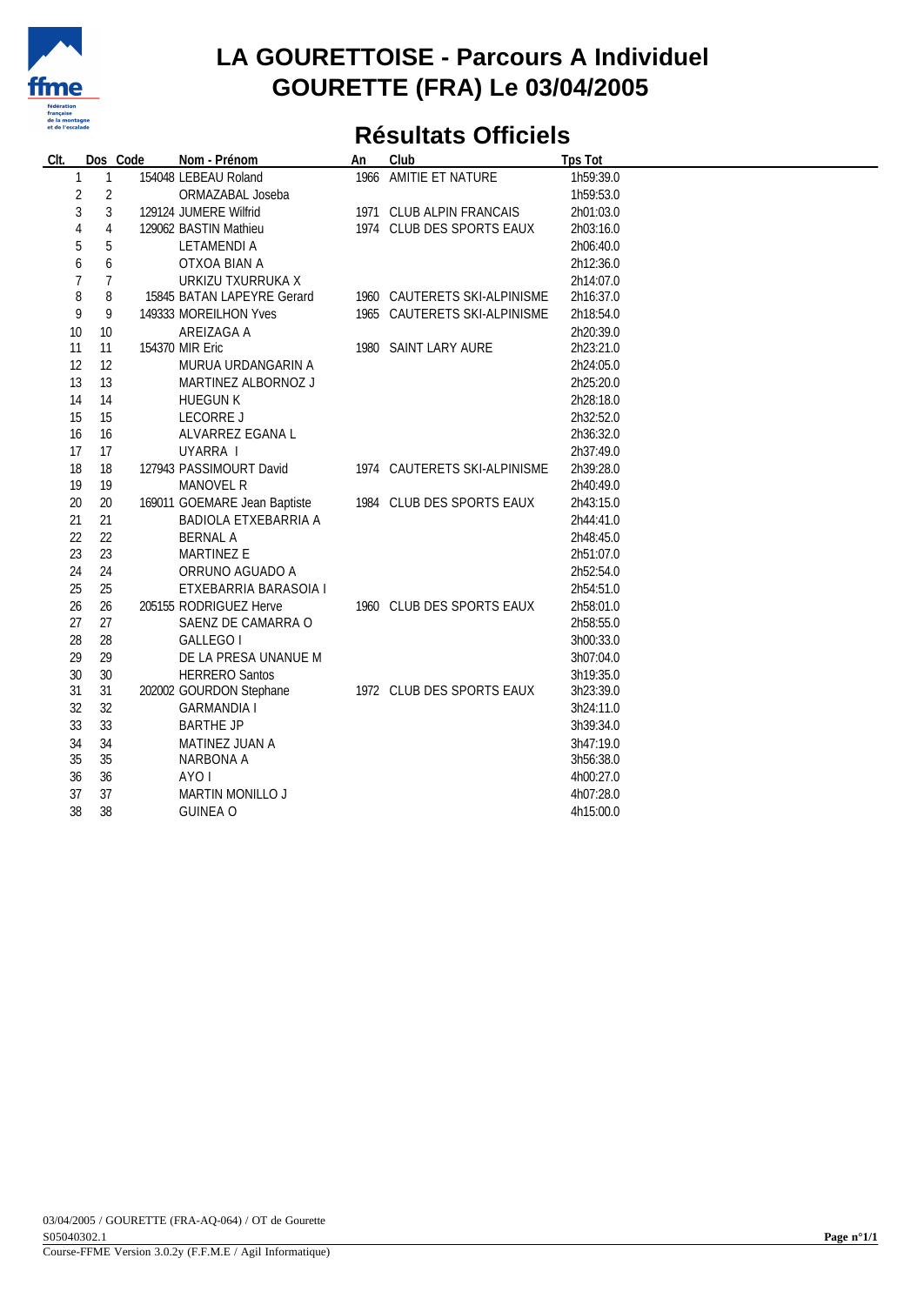# LA GOURETTOISE - Parcours A Individuel

# GOURETTE (FRA) Le 03/04/2005

## Résultats Officiels

| Clt. | Dos | Code | Nom - Prénom | An | Club | Tps Tot |
|---|---|---|---|---|---|---|
| 1 | 1 | 154048 | LEBEAU Roland | 1966 | AMITIE ET NATURE | 1h59:39.0 |
| 2 | 2 | | ORMAZABAL Joseba | | | 1h59:53.0 |
| 3 | 3 | 129124 | JUMERE Wilfrid | 1971 | CLUB ALPIN FRANCAIS | 2h01:03.0 |
| 4 | 4 | 129062 | BASTIN Mathieu | 1974 | CLUB DES SPORTS EAUX | 2h03:16.0 |
| 5 | 5 | | LETAMENDI A | | | 2h06:40.0 |
| 6 | 6 | | OTXOA BIAN A | | | 2h12:36.0 |
| 7 | 7 | | URKIZU TXURRUKA X | | | 2h14:07.0 |
| 8 | 8 | 15845 | BATAN LAPEYRE Gerard | 1960 | CAUTERETS SKI-ALPINISME | 2h16:37.0 |
| 9 | 9 | 149333 | MOREILHON Yves | 1965 | CAUTERETS SKI-ALPINISME | 2h18:54.0 |
| 10 | 10 | | AREIZAGA A | | | 2h20:39.0 |
| 11 | 11 | 154370 | MIR Eric | 1980 | SAINT LARY AURE | 2h23:21.0 |
| 12 | 12 | | MURUA URDANGARIN A | | | 2h24:05.0 |
| 13 | 13 | | MARTINEZ ALBORNOZ J | | | 2h25:20.0 |
| 14 | 14 | | HUEGUN K | | | 2h28:18.0 |
| 15 | 15 | | LECORRE J | | | 2h32:52.0 |
| 16 | 16 | | ALVARREZ EGANA L | | | 2h36:32.0 |
| 17 | 17 | | UYARRA I | | | 2h37:49.0 |
| 18 | 18 | 127943 | PASSIMOURT David | 1974 | CAUTERETS SKI-ALPINISME | 2h39:28.0 |
| 19 | 19 | | MANOVEL R | | | 2h40:49.0 |
| 20 | 20 | 169011 | GOEMARE Jean Baptiste | 1984 | CLUB DES SPORTS EAUX | 2h43:15.0 |
| 21 | 21 | | BADIOLA ETXEBARRIA A | | | 2h44:41.0 |
| 22 | 22 | | BERNAL A | | | 2h48:45.0 |
| 23 | 23 | | MARTINEZ E | | | 2h51:07.0 |
| 24 | 24 | | ORRUNO AGUADO A | | | 2h52:54.0 |
| 25 | 25 | | ETXEBARRIA BARASOIA I | | | 2h54:51.0 |
| 26 | 26 | 205155 | RODRIGUEZ Herve | 1960 | CLUB DES SPORTS EAUX | 2h58:01.0 |
| 27 | 27 | | SAENZ DE CAMARRA O | | | 2h58:55.0 |
| 28 | 28 | | GALLEGO I | | | 3h00:33.0 |
| 29 | 29 | | DE LA PRESA UNANUE M | | | 3h07:04.0 |
| 30 | 30 | | HERRERO Santos | | | 3h19:35.0 |
| 31 | 31 | 202002 | GOURDON Stephane | 1972 | CLUB DES SPORTS EAUX | 3h23:39.0 |
| 32 | 32 | | GARMANDIA I | | | 3h24:11.0 |
| 33 | 33 | | BARTHE JP | | | 3h39:34.0 |
| 34 | 34 | | MATINEZ JUAN A | | | 3h47:19.0 |
| 35 | 35 | | NARBONA A | | | 3h56:38.0 |
| 36 | 36 | | AYO I | | | 4h00:27.0 |
| 37 | 37 | | MARTIN MONILLO J | | | 4h07:28.0 |
| 38 | 38 | | GUINEA O | | | 4h15:00.0 |

03/04/2005 / GOURETTE (FRA-AQ-064) / OT de Gourette

S05040302.1

Course-FFME Version 3.0.2y (F.F.M.E / Agil Informatique)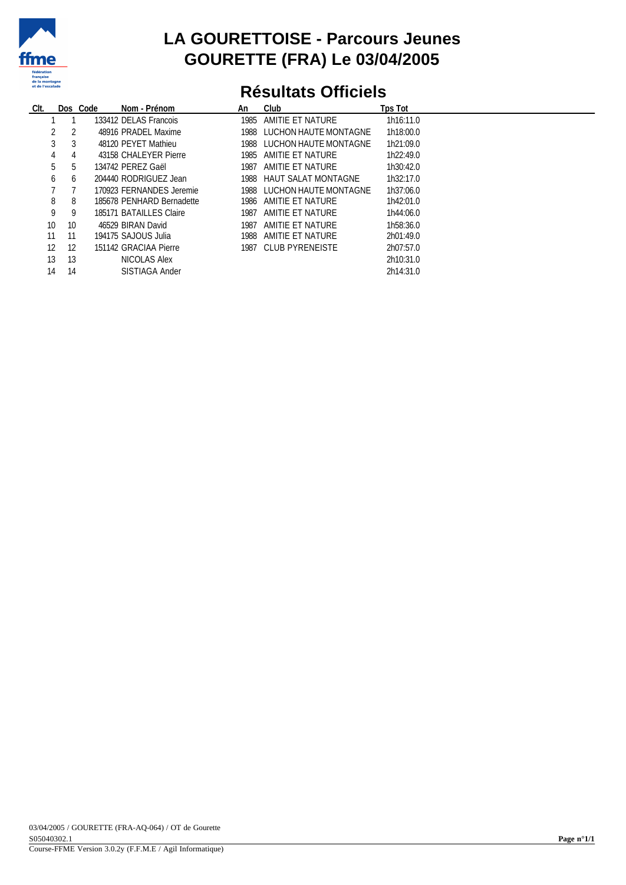# LA GOURETTOISE - Parcours Jeunes
# GOURETTE (FRA) Le 03/04/2005

## Résultats Officiels

| Clt. | Dos | Code | Nom - Prénom | An | Club | Tps Tot |
|---|---|---|---|---|---|---|
| 1 | 1 | 133412 | DELAS Francois | 1985 | AMITIE ET NATURE | 1h16:11.0 |
| 2 | 2 | 48916 | PRADEL Maxime | 1988 | LUCHON HAUTE MONTAGNE | 1h18:00.0 |
| 3 | 3 | 48120 | PEYET Mathieu | 1988 | LUCHON HAUTE MONTAGNE | 1h21:09.0 |
| 4 | 4 | 43158 | CHALEYER Pierre | 1985 | AMITIE ET NATURE | 1h22:49.0 |
| 5 | 5 | 134742 | PEREZ Gaël | 1987 | AMITIE ET NATURE | 1h30:42.0 |
| 6 | 6 | 204440 | RODRIGUEZ Jean | 1988 | HAUT SALAT MONTAGNE | 1h32:17.0 |
| 7 | 7 | 170923 | FERNANDES Jeremie | 1988 | LUCHON HAUTE MONTAGNE | 1h37:06.0 |
| 8 | 8 | 185678 | PENHARD Bernadette | 1986 | AMITIE ET NATURE | 1h42:01.0 |
| 9 | 9 | 185171 | BATAILLES Claire | 1987 | AMITIE ET NATURE | 1h44:06.0 |
| 10 | 10 | 46529 | BIRAN David | 1987 | AMITIE ET NATURE | 1h58:36.0 |
| 11 | 11 | 194175 | SAJOUS Julia | 1988 | AMITIE ET NATURE | 2h01:49.0 |
| 12 | 12 | 151142 | GRACIAA Pierre | 1987 | CLUB PYRENEISTE | 2h07:57.0 |
| 13 | 13 | | NICOLAS Alex | | | 2h10:31.0 |
| 14 | 14 | | SISTIAGA Ander | | | 2h14:31.0 |

03/04/2005 / GOURETTE (FRA-AQ-064) / OT de Gourette
S05040302.1
Course-FFME Version 3.0.2y (F.F.M.E / Agil Informatique)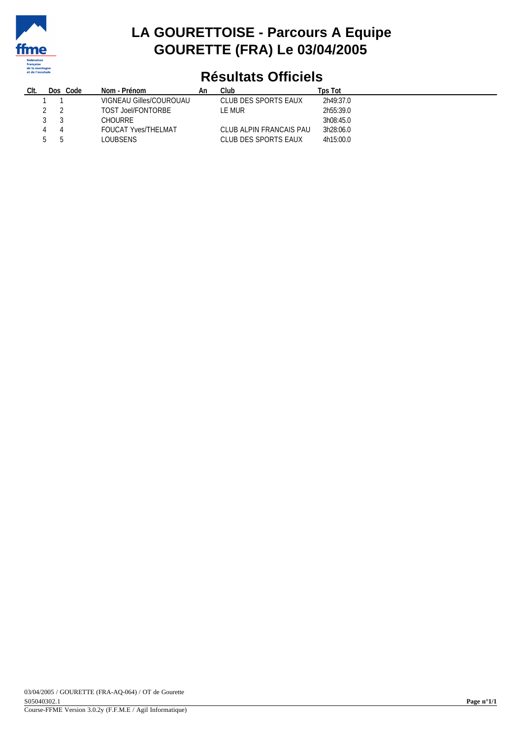# LA GOURETTOISE - Parcours A Equipe
# GOURETTE (FRA) Le 03/04/2005

## Résultats Officiels

| Clt. | Dos | Code | Nom - Prénom | An | Club | Tps Tot |
|---|---|---|---|---|---|---|
| 1 | 1 | | VIGNEAU Gilles/COUROUAU | | CLUB DES SPORTS EAUX | 2h49:37.0 |
| 2 | 2 | | TOST Joel/FONTORBE | | LE MUR | 2h55:39.0 |
| 3 | 3 | | CHOURRE | | | 3h08:45.0 |
| 4 | 4 | | FOUCAT Yves/THELMAT | | CLUB ALPIN FRANCAIS PAU | 3h28:06.0 |
| 5 | 5 | | LOUBSENS | | CLUB DES SPORTS EAUX | 4h15:00.0 |

03/04/2005 / GOURETTE (FRA-AQ-064) / OT de Gourette
S05040302.1
Course-FFME Version 3.0.2y (F.F.M.E / Agil Informatique)